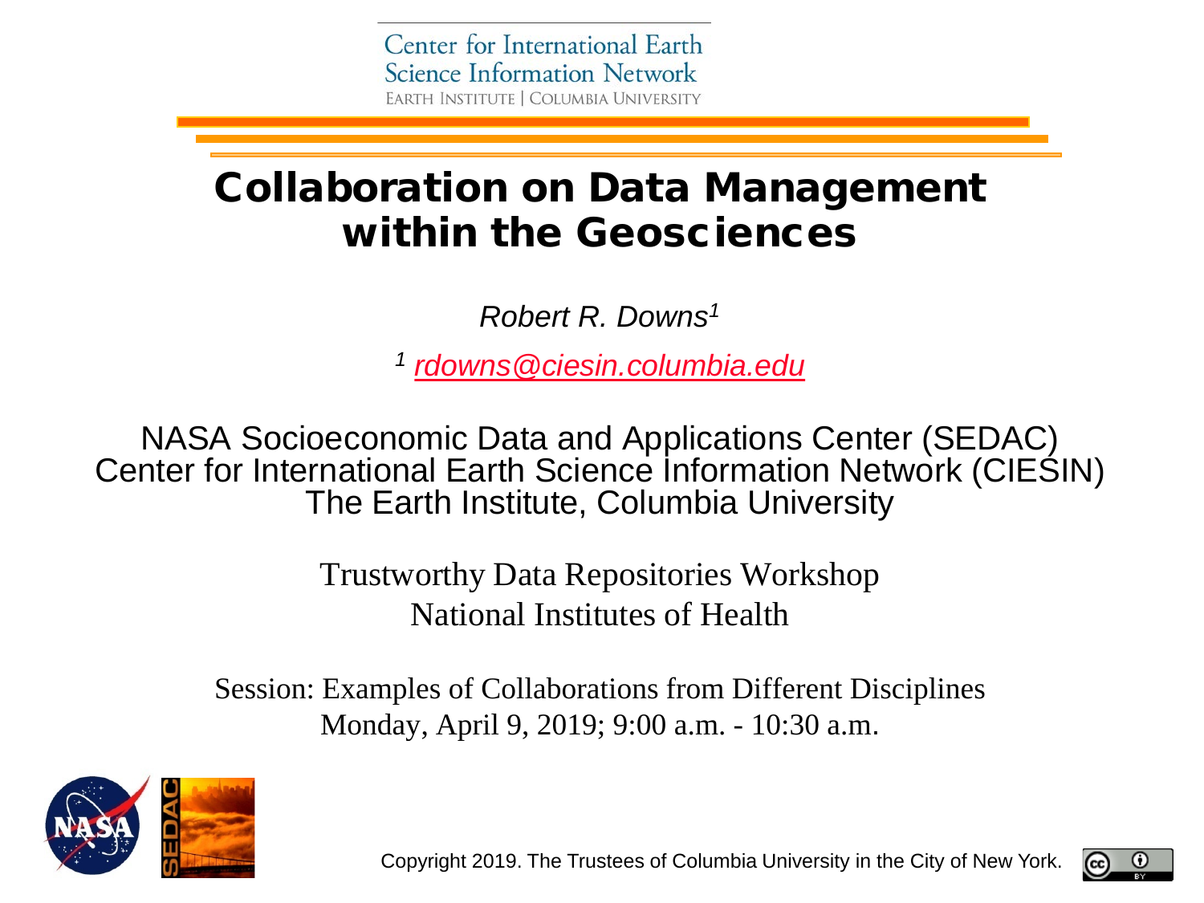Center for International Earth Science Information Network
EARTH INSTITUTE | COLUMBIA UNIVERSITY

# Collaboration on Data Management within the Geosciences

*Robert R. Downs*[1]

[1] *rdowns@ciesin.columbia.edu*

NASA Socioeconomic Data and Applications Center (SEDAC)
Center for International Earth Science Information Network (CIESIN)
The Earth Institute, Columbia University

Trustworthy Data Repositories Workshop
National Institutes of Health

Session: Examples of Collaborations from Different Disciplines
Monday, April 9, 2019; 9:00 a.m. - 10:30 a.m.

Copyright 2019. The Trustees of Columbia University in the City of New York.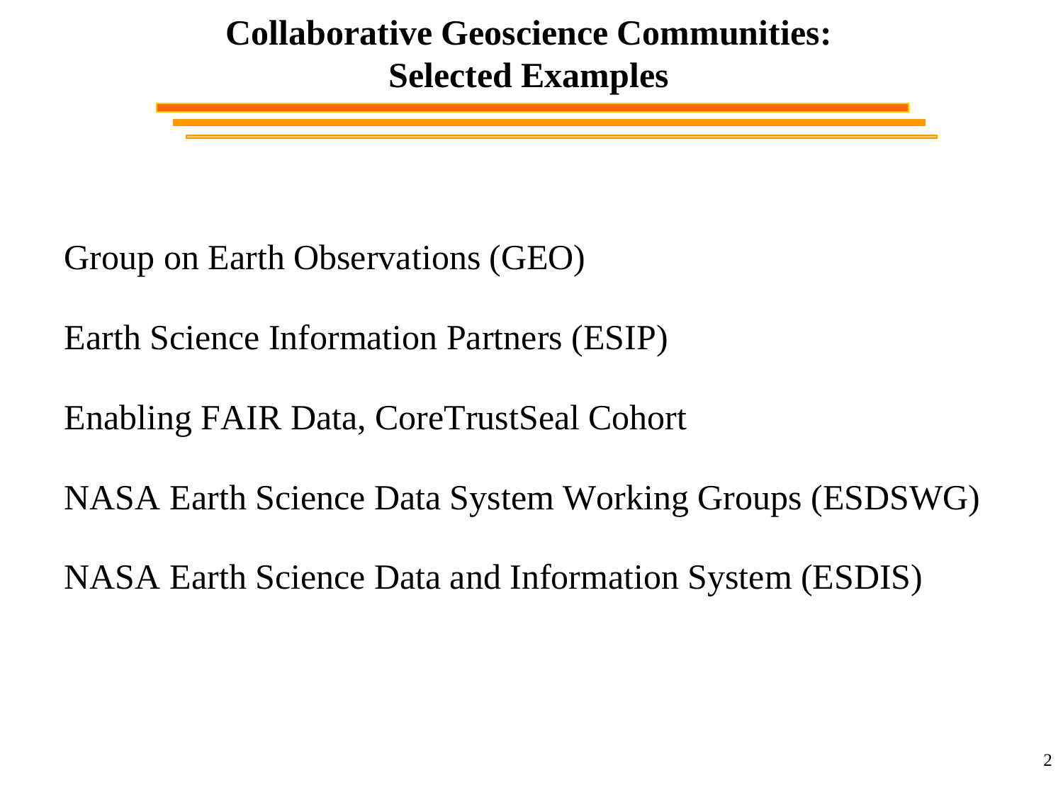# Collaborative Geoscience Communities: Selected Examples

Group on Earth Observations (GEO)

Earth Science Information Partners (ESIP)

Enabling FAIR Data, CoreTrustSeal Cohort

NASA Earth Science Data System Working Groups (ESDSWG)

NASA Earth Science Data and Information System (ESDIS)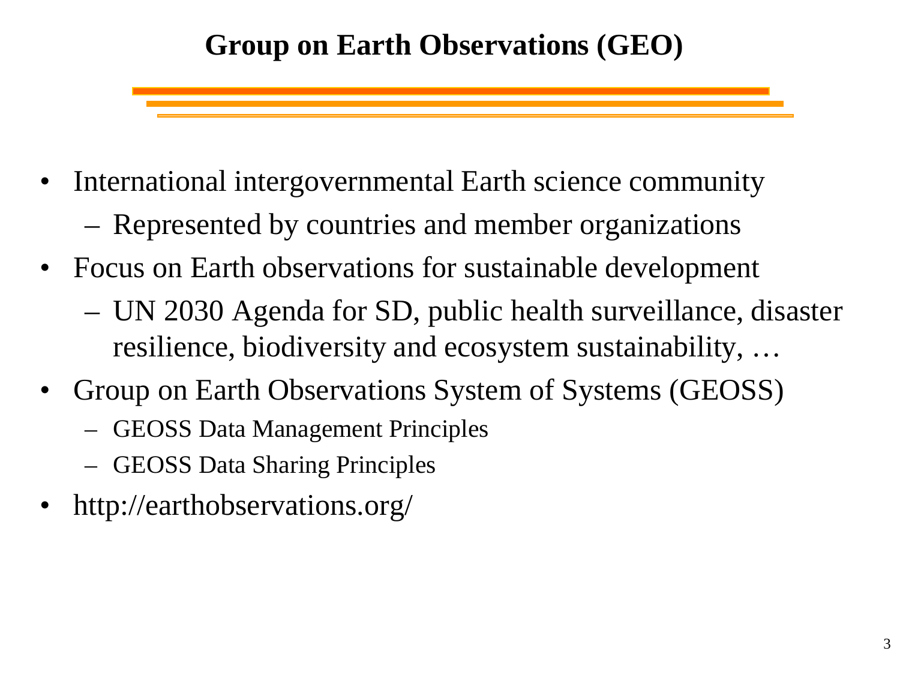# Group on Earth Observations (GEO)

- International intergovernmental Earth science community
  - Represented by countries and member organizations
- Focus on Earth observations for sustainable development
  - UN 2030 Agenda for SD, public health surveillance, disaster resilience, biodiversity and ecosystem sustainability, …
- Group on Earth Observations System of Systems (GEOSS)
  - GEOSS Data Management Principles
  - GEOSS Data Sharing Principles
- http://earthobservations.org/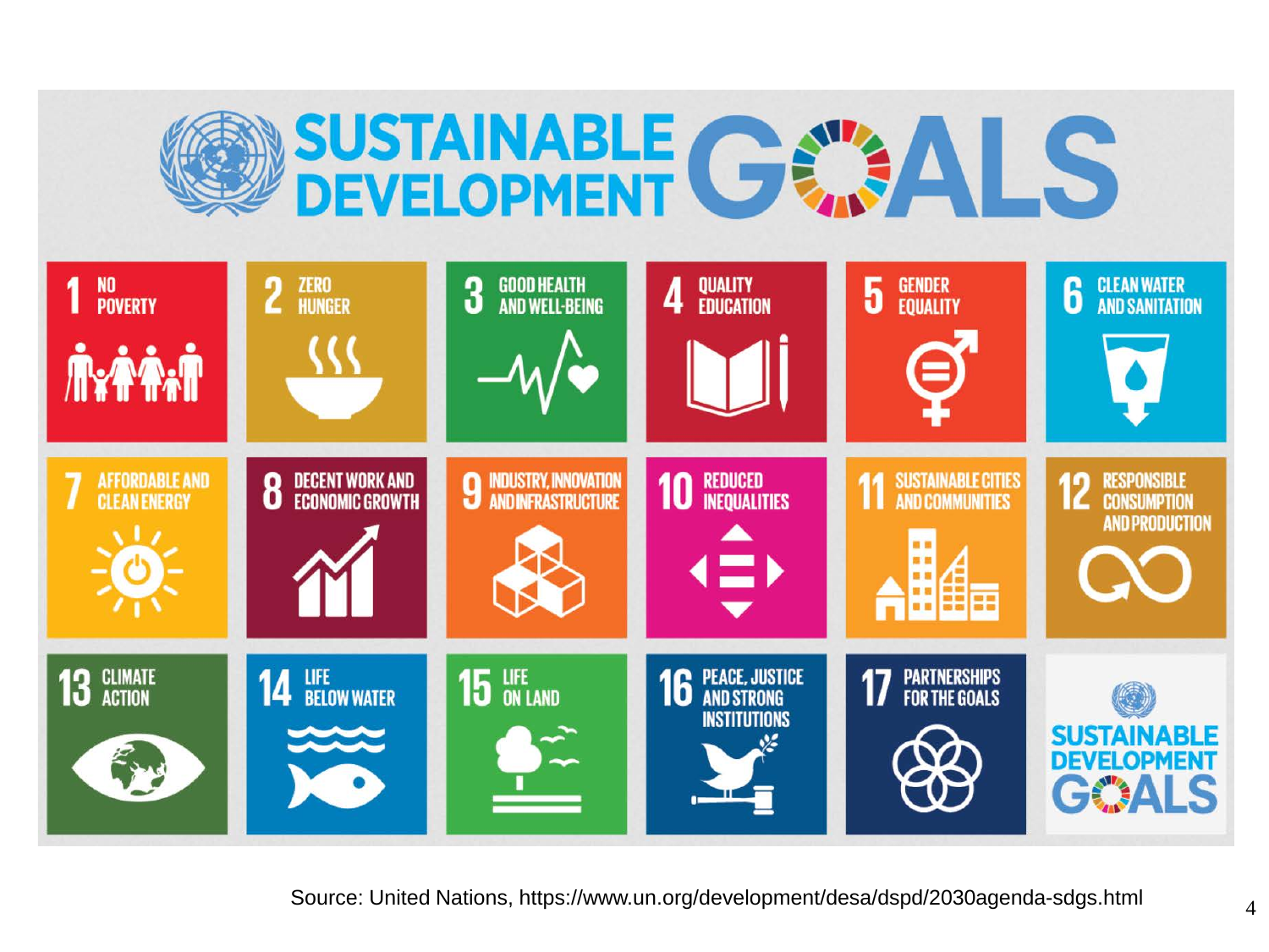# SUSTAINABLE DEVELOPMENT GOALS

1. NO POVERTY
2. ZERO HUNGER
3. GOOD HEALTH AND WELL-BEING
4. QUALITY EDUCATION
5. GENDER EQUALITY
6. CLEAN WATER AND SANITATION
7. AFFORDABLE AND CLEAN ENERGY
8. DECENT WORK AND ECONOMIC GROWTH
9. INDUSTRY, INNOVATION AND INFRASTRUCTURE
10. REDUCED INEQUALITIES
11. SUSTAINABLE CITIES AND COMMUNITIES
12. RESPONSIBLE CONSUMPTION AND PRODUCTION
13. CLIMATE ACTION
14. LIFE BELOW WATER
15. LIFE ON LAND
16. PEACE, JUSTICE AND STRONG INSTITUTIONS
17. PARTNERSHIPS FOR THE GOALS

SUSTAINABLE DEVELOPMENT GOALS

Source: United Nations, https://www.un.org/development/desa/dspd/2030agenda-sdgs.html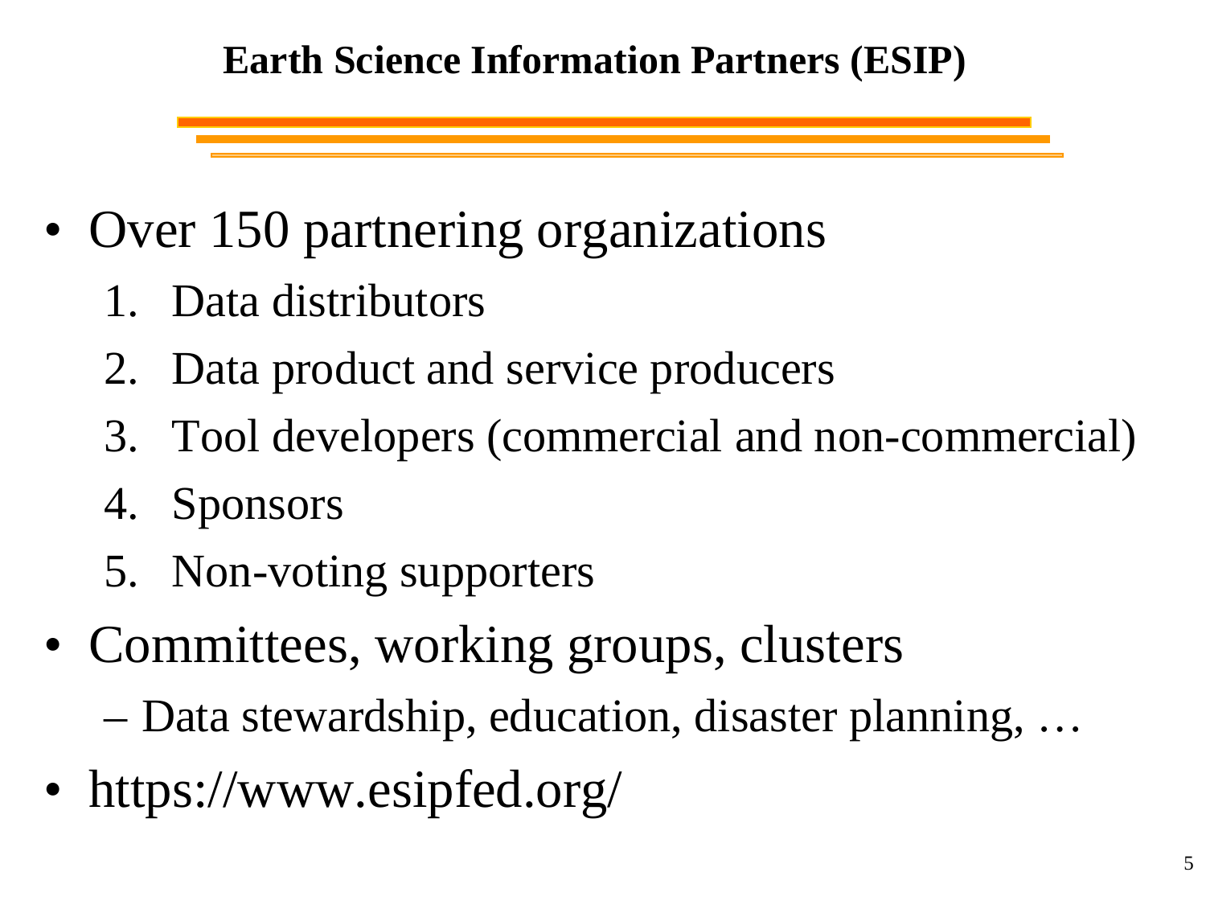# Earth Science Information Partners (ESIP)

- Over 150 partnering organizations
  1. Data distributors
  2. Data product and service producers
  3. Tool developers (commercial and non-commercial)
  4. Sponsors
  5. Non-voting supporters
- Committees, working groups, clusters
  - Data stewardship, education, disaster planning, …
- https://www.esipfed.org/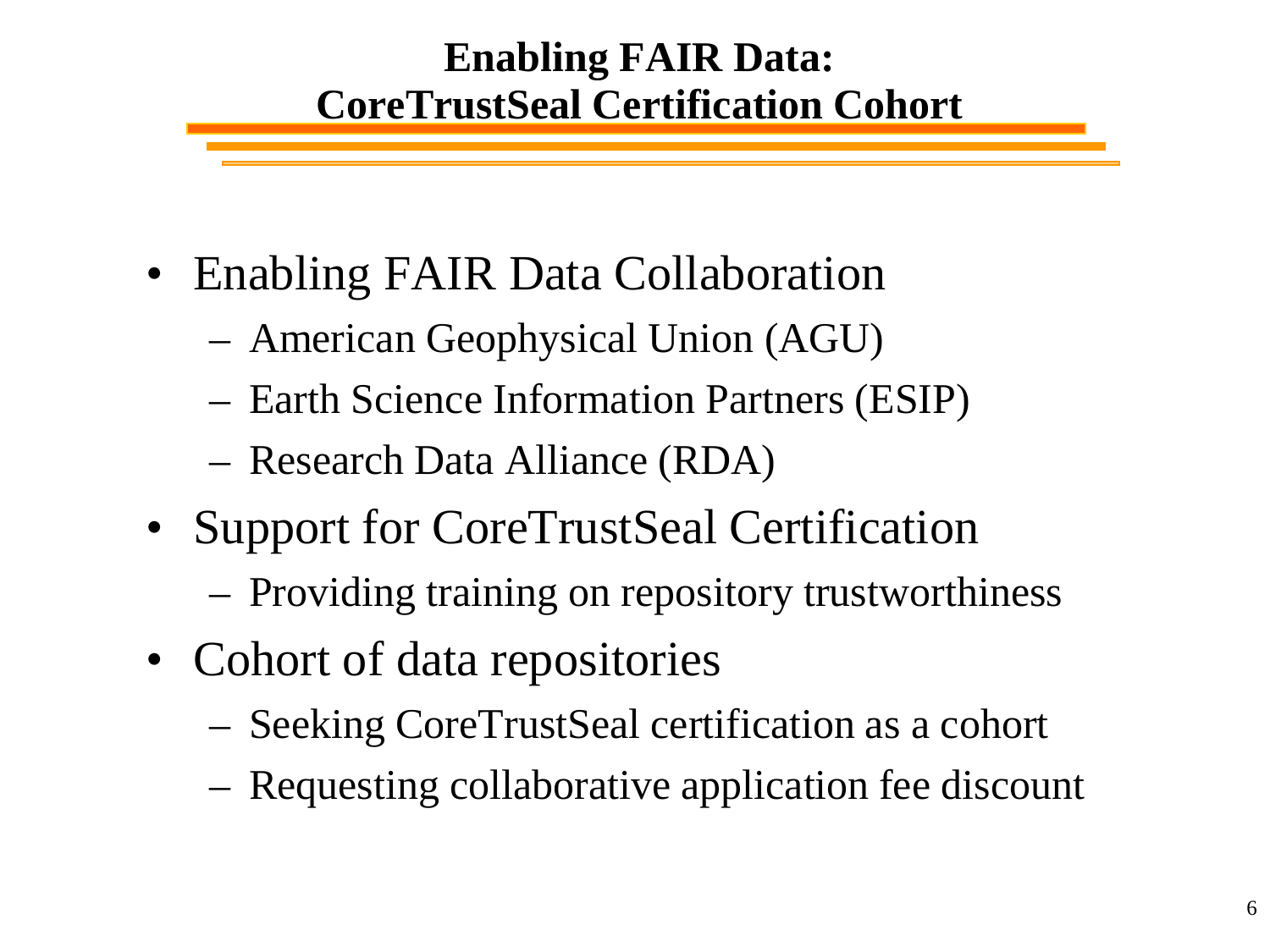# Enabling FAIR Data: CoreTrustSeal Certification Cohort

- Enabling FAIR Data Collaboration
  - American Geophysical Union (AGU)
  - Earth Science Information Partners (ESIP)
  - Research Data Alliance (RDA)
- Support for CoreTrustSeal Certification
  - Providing training on repository trustworthiness
- Cohort of data repositories
  - Seeking CoreTrustSeal certification as a cohort
  - Requesting collaborative application fee discount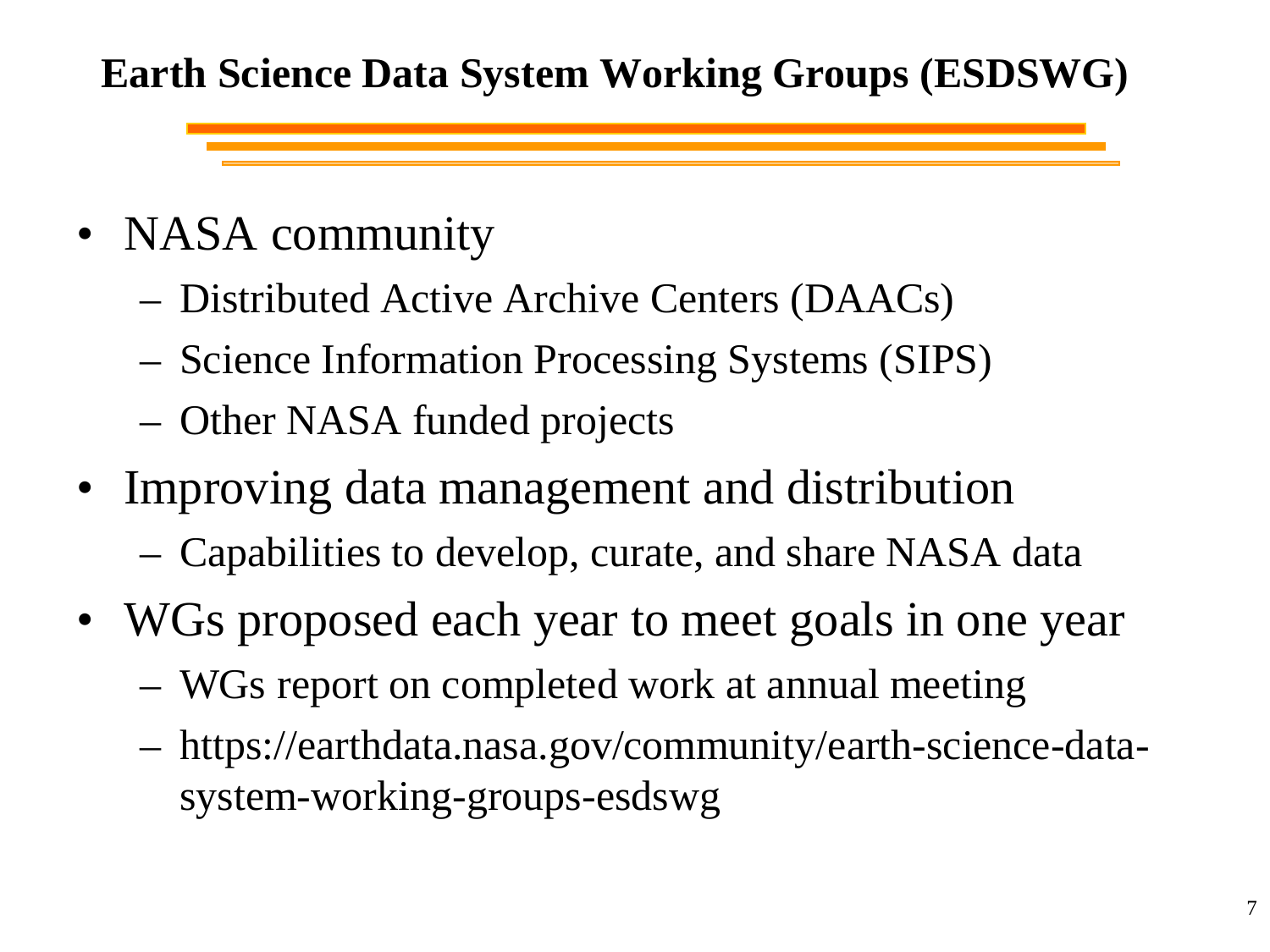# Earth Science Data System Working Groups (ESDSWG)

- NASA community
  - Distributed Active Archive Centers (DAACs)
  - Science Information Processing Systems (SIPS)
  - Other NASA funded projects
- Improving data management and distribution
  - Capabilities to develop, curate, and share NASA data
- WGs proposed each year to meet goals in one year
  - WGs report on completed work at annual meeting
  - https://earthdata.nasa.gov/community/earth-science-data-system-working-groups-esdswg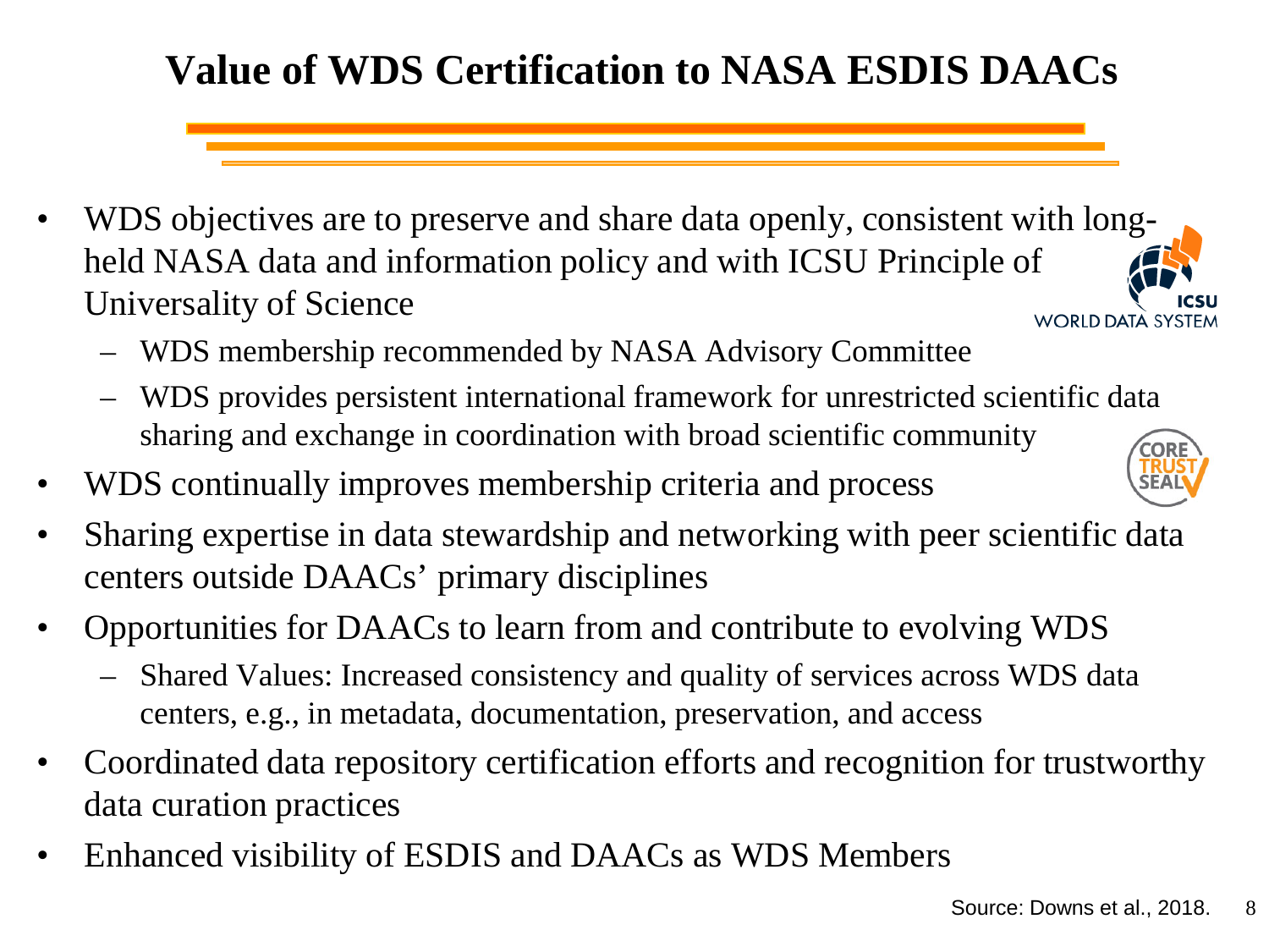# Value of WDS Certification to NASA ESDIS DAACs

- WDS objectives are to preserve and share data openly, consistent with long-held NASA data and information policy and with ICSU Principle of Universality of Science
  - WDS membership recommended by NASA Advisory Committee
  - WDS provides persistent international framework for unrestricted scientific data sharing and exchange in coordination with broad scientific community
- WDS continually improves membership criteria and process
- Sharing expertise in data stewardship and networking with peer scientific data centers outside DAACs' primary disciplines
- Opportunities for DAACs to learn from and contribute to evolving WDS
  - Shared Values: Increased consistency and quality of services across WDS data centers, e.g., in metadata, documentation, preservation, and access
- Coordinated data repository certification efforts and recognition for trustworthy data curation practices
- Enhanced visibility of ESDIS and DAACs as WDS Members

Source: Downs et al., 2018.